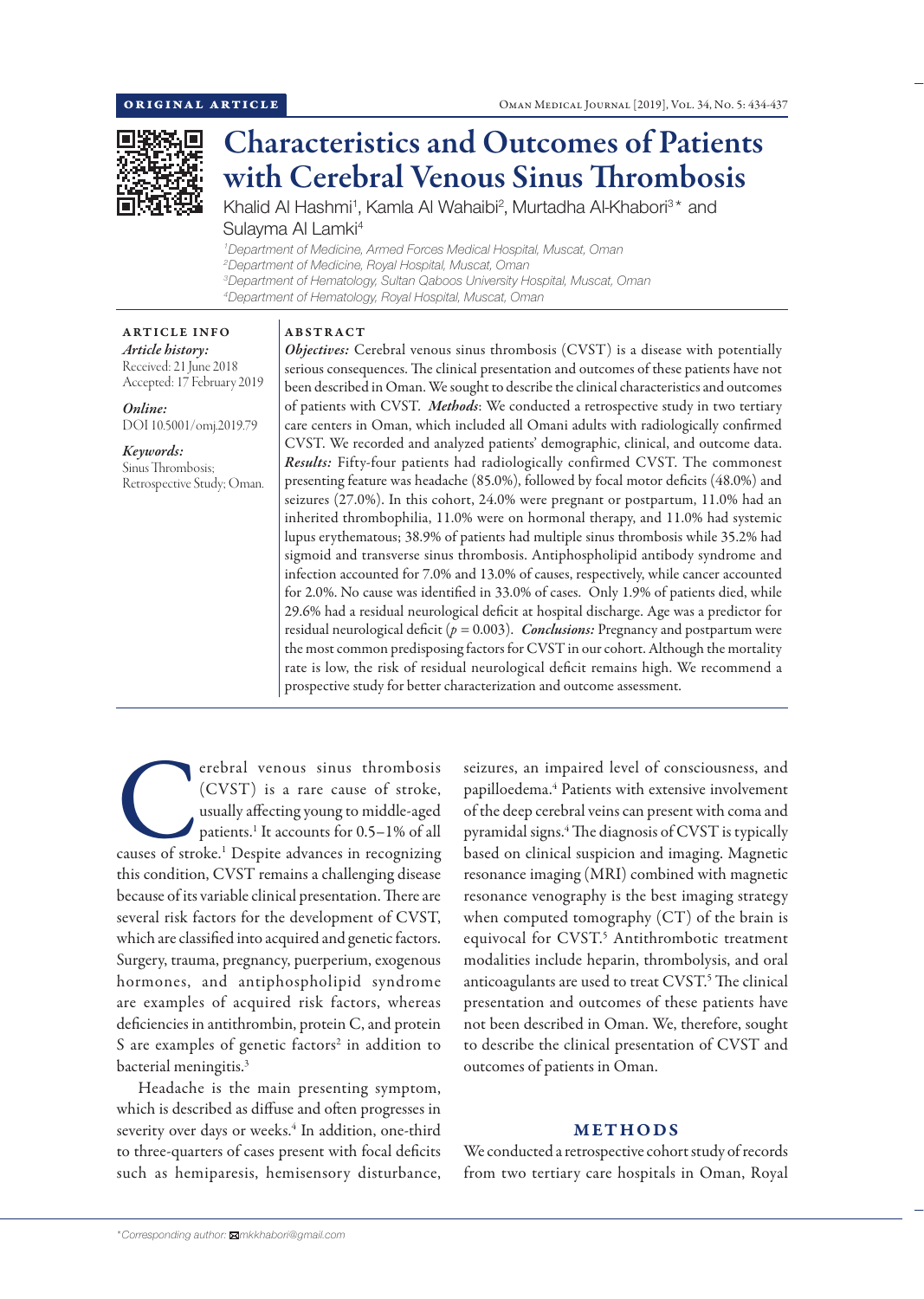ORIGINAL ARTICLE

# Characteristics and Outcomes of Patients with Cerebral Venous Sinus Thrombosis

Khalid Al Hashmi[1], Kamla Al Wahaibi[2], Murtadha Al-Khabori[3]* and Sulayma Al Lamki[4]

[1]Department of Medicine, Armed Forces Medical Hospital, Muscat, Oman
[2]Department of Medicine, Royal Hospital, Muscat, Oman
[3]Department of Hematology, Sultan Qaboos University Hospital, Muscat, Oman
[4]Department of Hematology, Royal Hospital, Muscat, Oman

## ARTICLE INFO

*Article history:*
Received: 21 June 2018
Accepted: 17 February 2019

*Online:*
DOI 10.5001/omj.2019.79

*Keywords:*
Sinus Thrombosis; Retrospective Study; Oman.

## ABSTRACT

***Objectives:*** Cerebral venous sinus thrombosis (CVST) is a disease with potentially serious consequences. The clinical presentation and outcomes of these patients have not been described in Oman. We sought to describe the clinical characteristics and outcomes of patients with CVST. ***Methods***: We conducted a retrospective study in two tertiary care centers in Oman, which included all Omani adults with radiologically confirmed CVST. We recorded and analyzed patients' demographic, clinical, and outcome data. ***Results:*** Fifty-four patients had radiologically confirmed CVST. The commonest presenting feature was headache (85.0%), followed by focal motor deficits (48.0%) and seizures (27.0%). In this cohort, 24.0% were pregnant or postpartum, 11.0% had an inherited thrombophilia, 11.0% were on hormonal therapy, and 11.0% had systemic lupus erythematous; 38.9% of patients had multiple sinus thrombosis while 35.2% had sigmoid and transverse sinus thrombosis. Antiphospholipid antibody syndrome and infection accounted for 7.0% and 13.0% of causes, respectively, while cancer accounted for 2.0%. No cause was identified in 33.0% of cases. Only 1.9% of patients died, while 29.6% had a residual neurological deficit at hospital discharge. Age was a predictor for residual neurological deficit ($p = 0.003$). ***Conclusions:*** Pregnancy and postpartum were the most common predisposing factors for CVST in our cohort. Although the mortality rate is low, the risk of residual neurological deficit remains high. We recommend a prospective study for better characterization and outcome assessment.

Cerebral venous sinus thrombosis (CVST) is a rare cause of stroke, usually affecting young to middle-aged patients.[1] It accounts for 0.5–1% of all causes of stroke.[1] Despite advances in recognizing this condition, CVST remains a challenging disease because of its variable clinical presentation. There are several risk factors for the development of CVST, which are classified into acquired and genetic factors. Surgery, trauma, pregnancy, puerperium, exogenous hormones, and antiphospholipid syndrome are examples of acquired risk factors, whereas deficiencies in antithrombin, protein C, and protein S are examples of genetic factors[2] in addition to bacterial meningitis.[3]

Headache is the main presenting symptom, which is described as diffuse and often progresses in severity over days or weeks.[4] In addition, one-third to three-quarters of cases present with focal deficits such as hemiparesis, hemisensory disturbance, seizures, an impaired level of consciousness, and papilloedema.[4] Patients with extensive involvement of the deep cerebral veins can present with coma and pyramidal signs.[4] The diagnosis of CVST is typically based on clinical suspicion and imaging. Magnetic resonance imaging (MRI) combined with magnetic resonance venography is the best imaging strategy when computed tomography (CT) of the brain is equivocal for CVST.[5] Antithrombotic treatment modalities include heparin, thrombolysis, and oral anticoagulants are used to treat CVST.[5] The clinical presentation and outcomes of these patients have not been described in Oman. We, therefore, sought to describe the clinical presentation of CVST and outcomes of patients in Oman.

## METHODS

We conducted a retrospective cohort study of records from two tertiary care hospitals in Oman, Royal

*Corresponding author: mkkhabori@gmail.com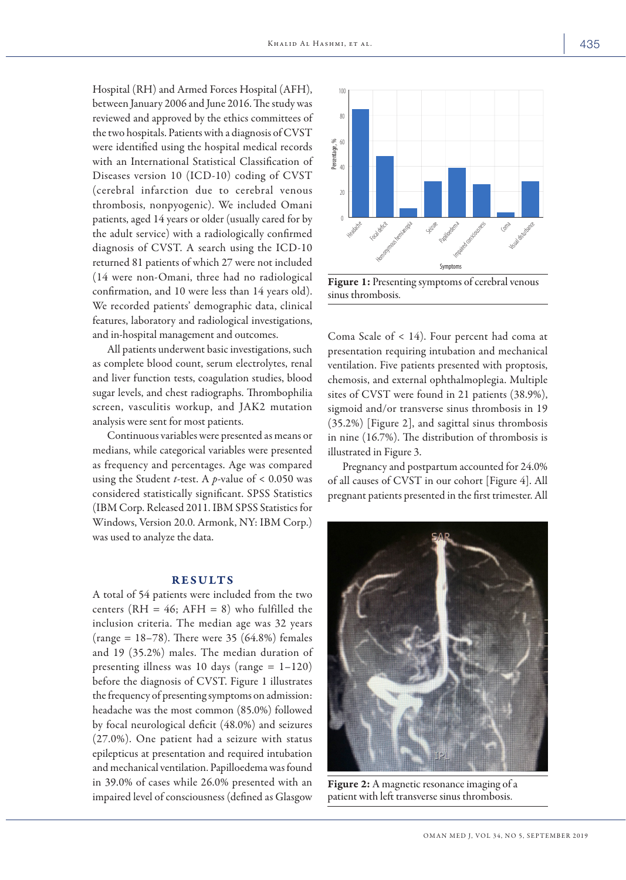Hospital (RH) and Armed Forces Hospital (AFH), between January 2006 and June 2016. The study was reviewed and approved by the ethics committees of the two hospitals. Patients with a diagnosis of CVST were identified using the hospital medical records with an International Statistical Classification of Diseases version 10 (ICD-10) coding of CVST (cerebral infarction due to cerebral venous thrombosis, nonpyogenic). We included Omani patients, aged 14 years or older (usually cared for by the adult service) with a radiologically confirmed diagnosis of CVST. A search using the ICD-10 returned 81 patients of which 27 were not included (14 were non-Omani, three had no radiological confirmation, and 10 were less than 14 years old). We recorded patients' demographic data, clinical features, laboratory and radiological investigations, and in-hospital management and outcomes.

All patients underwent basic investigations, such as complete blood count, serum electrolytes, renal and liver function tests, coagulation studies, blood sugar levels, and chest radiographs. Thrombophilia screen, vasculitis workup, and JAK2 mutation analysis were sent for most patients.

Continuous variables were presented as means or medians, while categorical variables were presented as frequency and percentages. Age was compared using the Student *t*-test. A *p*-value of < 0.050 was considered statistically significant. SPSS Statistics (IBM Corp. Released 2011. IBM SPSS Statistics for Windows, Version 20.0. Armonk, NY: IBM Corp.) was used to analyze the data.

## RESULTS

A total of 54 patients were included from the two centers (RH = 46; AFH = 8) who fulfilled the inclusion criteria. The median age was 32 years (range = 18–78). There were 35 (64.8%) females and 19 (35.2%) males. The median duration of presenting illness was 10 days (range = 1–120) before the diagnosis of CVST. Figure 1 illustrates the frequency of presenting symptoms on admission: headache was the most common (85.0%) followed by focal neurological deficit (48.0%) and seizures (27.0%). One patient had a seizure with status epilepticus at presentation and required intubation and mechanical ventilation. Papilloedema was found in 39.0% of cases while 26.0% presented with an impaired level of consciousness (defined as Glasgow Coma Scale of < 14). Four percent had coma at presentation requiring intubation and mechanical ventilation. Five patients presented with proptosis, chemosis, and external ophthalmoplegia. Multiple sites of CVST were found in 21 patients (38.9%), sigmoid and/or transverse sinus thrombosis in 19 (35.2%) [Figure 2], and sagittal sinus thrombosis in nine (16.7%). The distribution of thrombosis is illustrated in Figure 3.

Pregnancy and postpartum accounted for 24.0% of all causes of CVST in our cohort [Figure 4]. All pregnant patients presented in the first trimester. All

**Figure 1:** Presenting symptoms of cerebral venous sinus thrombosis.

**Figure 2:** A magnetic resonance imaging of a patient with left transverse sinus thrombosis.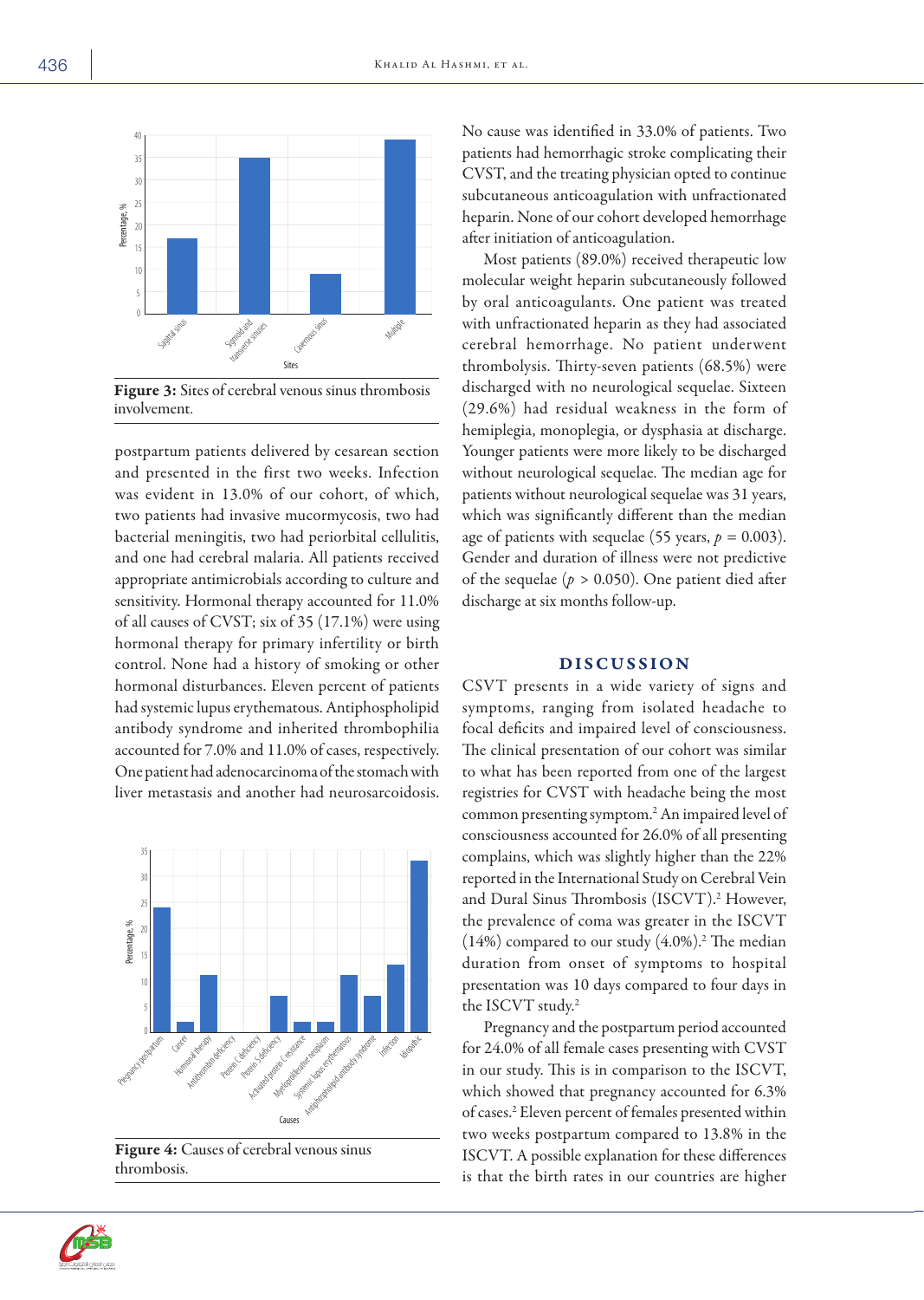Figure 3: Sites of cerebral venous sinus thrombosis involvement.

postpartum patients delivered by cesarean section and presented in the first two weeks. Infection was evident in 13.0% of our cohort, of which, two patients had invasive mucormycosis, two had bacterial meningitis, two had periorbital cellulitis, and one had cerebral malaria. All patients received appropriate antimicrobials according to culture and sensitivity. Hormonal therapy accounted for 11.0% of all causes of CVST; six of 35 (17.1%) were using hormonal therapy for primary infertility or birth control. None had a history of smoking or other hormonal disturbances. Eleven percent of patients had systemic lupus erythematosus. Antiphospholipid antibody syndrome and inherited thrombophilia accounted for 7.0% and 11.0% of cases, respectively. One patient had adenocarcinoma of the stomach with liver metastasis and another had neurosarcoidosis.

Figure 4: Causes of cerebral venous sinus thrombosis.

No cause was identified in 33.0% of patients. Two patients had hemorrhagic stroke complicating their CVST, and the treating physician opted to continue subcutaneous anticoagulation with unfractionated heparin. None of our cohort developed hemorrhage after initiation of anticoagulation.

Most patients (89.0%) received therapeutic low molecular weight heparin subcutaneously followed by oral anticoagulants. One patient was treated with unfractionated heparin as they had associated cerebral hemorrhage. No patient underwent thrombolysis. Thirty-seven patients (68.5%) were discharged with no neurological sequelae. Sixteen (29.6%) had residual weakness in the form of hemiplegia, monoplegia, or dysphasia at discharge. Younger patients were more likely to be discharged without neurological sequelae. The median age for patients without neurological sequelae was 31 years, which was significantly different than the median age of patients with sequelae (55 years, $p = 0.003$). Gender and duration of illness were not predictive of the sequelae ($p > 0.050$). One patient died after discharge at six months follow-up.

## DISCUSSION

CSVT presents in a wide variety of signs and symptoms, ranging from isolated headache to focal deficits and impaired level of consciousness. The clinical presentation of our cohort was similar to what has been reported from one of the largest registries for CVST with headache being the most common presenting symptom.[2] An impaired level of consciousness accounted for 26.0% of all presenting complains, which was slightly higher than the 22% reported in the International Study on Cerebral Vein and Dural Sinus Thrombosis (ISCVT).[2] However, the prevalence of coma was greater in the ISCVT (14%) compared to our study (4.0%).[2] The median duration from onset of symptoms to hospital presentation was 10 days compared to four days in the ISCVT study.[2]

Pregnancy and the postpartum period accounted for 24.0% of all female cases presenting with CVST in our study. This is in comparison to the ISCVT, which showed that pregnancy accounted for 6.3% of cases.[2] Eleven percent of females presented within two weeks postpartum compared to 13.8% in the ISCVT. A possible explanation for these differences is that the birth rates in our countries are higher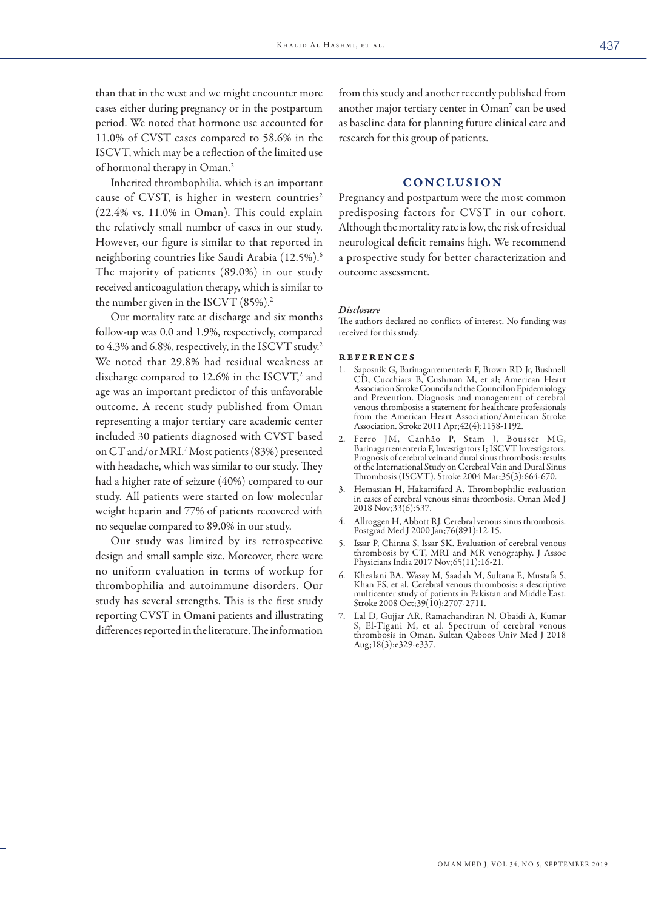than that in the west and we might encounter more cases either during pregnancy or in the postpartum period. We noted that hormone use accounted for 11.0% of CVST cases compared to 58.6% in the ISCVT, which may be a reflection of the limited use of hormonal therapy in Oman.[2]

Inherited thrombophilia, which is an important cause of CVST, is higher in western countries[2] (22.4% vs. 11.0% in Oman). This could explain the relatively small number of cases in our study. However, our figure is similar to that reported in neighboring countries like Saudi Arabia (12.5%).[6] The majority of patients (89.0%) in our study received anticoagulation therapy, which is similar to the number given in the ISCVT (85%).[2]

Our mortality rate at discharge and six months follow-up was 0.0 and 1.9%, respectively, compared to 4.3% and 6.8%, respectively, in the ISCVT study.[2] We noted that 29.8% had residual weakness at discharge compared to 12.6% in the ISCVT,[2] and age was an important predictor of this unfavorable outcome. A recent study published from Oman representing a major tertiary care academic center included 30 patients diagnosed with CVST based on CT and/or MRI.[7] Most patients (83%) presented with headache, which was similar to our study. They had a higher rate of seizure (40%) compared to our study. All patients were started on low molecular weight heparin and 77% of patients recovered with no sequelae compared to 89.0% in our study.

Our study was limited by its retrospective design and small sample size. Moreover, there were no uniform evaluation in terms of workup for thrombophilia and autoimmune disorders. Our study has several strengths. This is the first study reporting CVST in Omani patients and illustrating differences reported in the literature. The information from this study and another recently published from another major tertiary center in Oman[7] can be used as baseline data for planning future clinical care and research for this group of patients.

## CONCLUSION

Pregnancy and postpartum were the most common predisposing factors for CVST in our cohort. Although the mortality rate is low, the risk of residual neurological deficit remains high. We recommend a prospective study for better characterization and outcome assessment.

### *Disclosure*

The authors declared no conflicts of interest. No funding was received for this study.

## REFERENCES

1. Saposnik G, Barinagarrementeria F, Brown RD Jr, Bushnell CD, Cucchiara B, Cushman M, et al; American Heart Association Stroke Council and the Council on Epidemiology and Prevention. Diagnosis and management of cerebral venous thrombosis: a statement for healthcare professionals from the American Heart Association/American Stroke Association. Stroke 2011 Apr;42(4):1158-1192.
2. Ferro JM, Canhão P, Stam J, Bousser MG, Barinagarrementeria F, Investigators I; ISCVT Investigators. Prognosis of cerebral vein and dural sinus thrombosis: results of the International Study on Cerebral Vein and Dural Sinus Thrombosis (ISCVT). Stroke 2004 Mar;35(3):664-670.
3. Hemasian H, Hakamifard A. Thrombophilic evaluation in cases of cerebral venous sinus thrombosis. Oman Med J 2018 Nov;33(6):537.
4. Allroggen H, Abbott RJ. Cerebral venous sinus thrombosis. Postgrad Med J 2000 Jan;76(891):12-15.
5. Issar P, Chinna S, Issar SK. Evaluation of cerebral venous thrombosis by CT, MRI and MR venography. J Assoc Physicians India 2017 Nov;65(11):16-21.
6. Khealani BA, Wasay M, Saadah M, Sultana E, Mustafa S, Khan FS, et al. Cerebral venous thrombosis: a descriptive multicenter study of patients in Pakistan and Middle East. Stroke 2008 Oct;39(10):2707-2711.
7. Lal D, Gujjar AR, Ramachandiran N, Obaidi A, Kumar S, El-Tigani M, et al. Spectrum of cerebral venous thrombosis in Oman. Sultan Qaboos Univ Med J 2018 Aug;18(3):e329-e337.